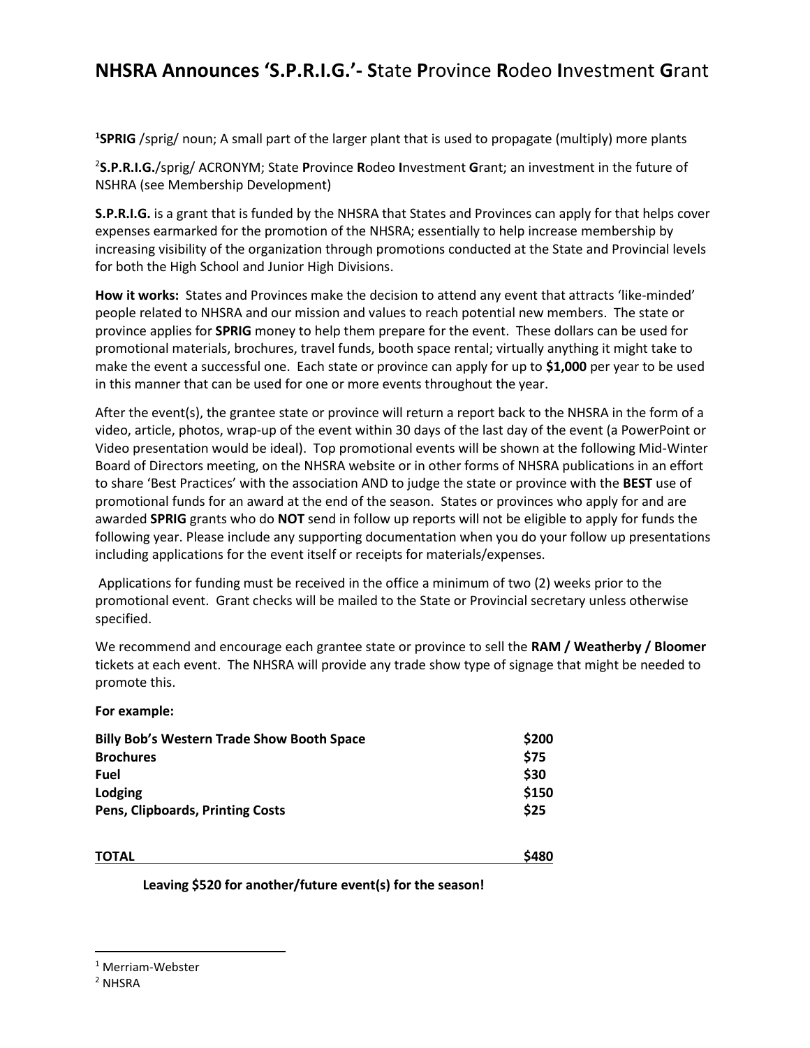# NHSRA Announces 'S.P.R.I.G.'- **S**tate **P**rovince **R**odeo **I**nvestment **G**rant

**SPRIG**[1] /sprig/ noun; A small part of the larger plant that is used to propagate (multiply) more plants

**S.P.R.I.G.**[2]/sprig/ ACRONYM; State **P**rovince **R**odeo **I**nvestment **G**rant; an investment in the future of NSHRA (see Membership Development)

**S.P.R.I.G.** is a grant that is funded by the NHSRA that States and Provinces can apply for that helps cover expenses earmarked for the promotion of the NHSRA; essentially to help increase membership by increasing visibility of the organization through promotions conducted at the State and Provincial levels for both the High School and Junior High Divisions.

**How it works:** States and Provinces make the decision to attend any event that attracts 'like-minded' people related to NHSRA and our mission and values to reach potential new members. The state or province applies for **SPRIG** money to help them prepare for the event. These dollars can be used for promotional materials, brochures, travel funds, booth space rental; virtually anything it might take to make the event a successful one. Each state or province can apply for up to **$1,000** per year to be used in this manner that can be used for one or more events throughout the year.

After the event(s), the grantee state or province will return a report back to the NHSRA in the form of a video, article, photos, wrap-up of the event within 30 days of the last day of the event (a PowerPoint or Video presentation would be ideal). Top promotional events will be shown at the following Mid-Winter Board of Directors meeting, on the NHSRA website or in other forms of NHSRA publications in an effort to share 'Best Practices' with the association AND to judge the state or province with the **BEST** use of promotional funds for an award at the end of the season. States or provinces who apply for and are awarded **SPRIG** grants who do **NOT** send in follow up reports will not be eligible to apply for funds the following year. Please include any supporting documentation when you do your follow up presentations including applications for the event itself or receipts for materials/expenses.

Applications for funding must be received in the office a minimum of two (2) weeks prior to the promotional event. Grant checks will be mailed to the State or Provincial secretary unless otherwise specified.

We recommend and encourage each grantee state or province to sell the **RAM / Weatherby / Bloomer** tickets at each event. The NHSRA will provide any trade show type of signage that might be needed to promote this.

**For example:**

| | |
|---|---|
| **Billy Bob's Western Trade Show Booth Space** | **$200** |
| **Brochures** | **$75** |
| **Fuel** | **$30** |
| **Lodging** | **$150** |
| **Pens, Clipboards, Printing Costs** | **$25** |
| **TOTAL** | **$480** |

**Leaving $520 for another/future event(s) for the season!**

---

[1] Merriam-Webster

[2] NHSRA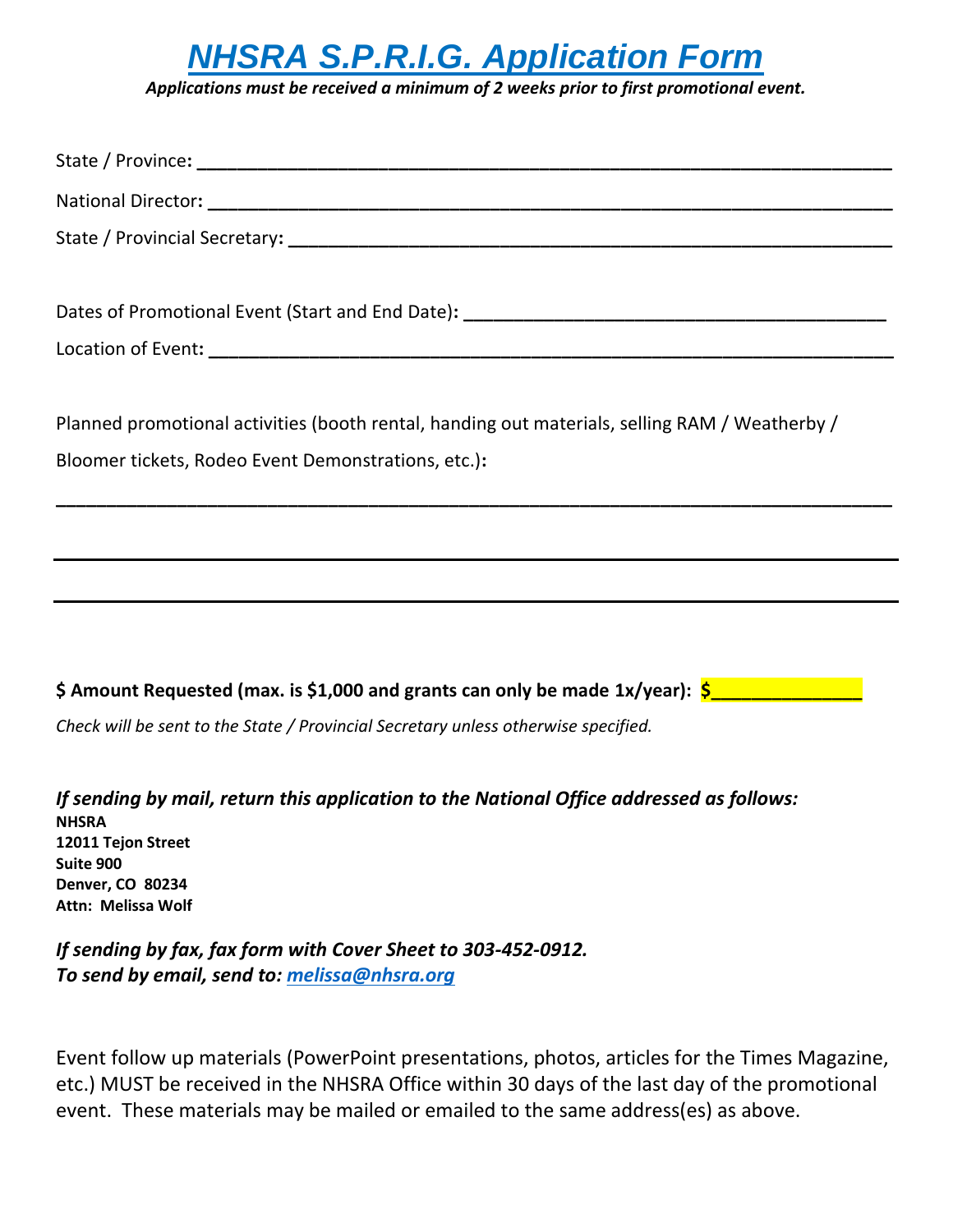# NHSRA S.P.R.I.G. Application Form

***Applications must be received a minimum of 2 weeks prior to first promotional event.***

State / Province: ___________________________________________________________________

National Director: __________________________________________________________________

State / Provincial Secretary: _________________________________________________________

Dates of Promotional Event (Start and End Date): _______________________________________

Location of Event: __________________________________________________________________

Planned promotional activities (booth rental, handing out materials, selling RAM / Weatherby / Bloomer tickets, Rodeo Event Demonstrations, etc.):

_____________________________________________________________________________

_____________________________________________________________________________

_____________________________________________________________________________

**$ Amount Requested (max. is $1,000 and grants can only be made 1x/year): $______________**

*Check will be sent to the State / Provincial Secretary unless otherwise specified.*

***If sending by mail, return this application to the National Office addressed as follows:***

**NHSRA**
**12011 Tejon Street**
**Suite 900**
**Denver, CO 80234**
**Attn: Melissa Wolf**

***If sending by fax, fax form with Cover Sheet to 303-452-0912.***
***To send by email, send to: melissa@nhsra.org***

Event follow up materials (PowerPoint presentations, photos, articles for the Times Magazine, etc.) MUST be received in the NHSRA Office within 30 days of the last day of the promotional event. These materials may be mailed or emailed to the same address(es) as above.